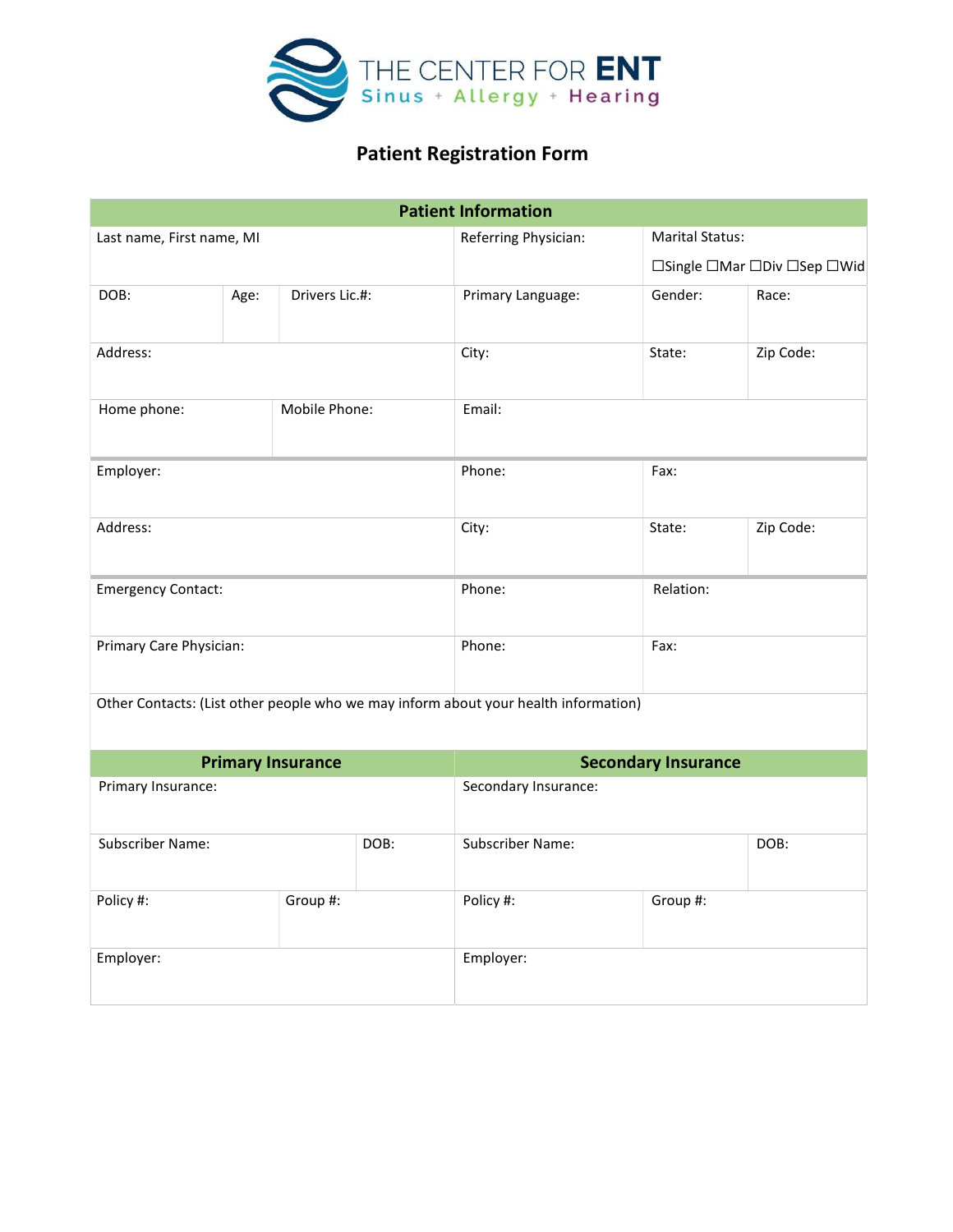THE CENTER FOR **ENT**
Sinus + Allergy + Hearing

# Patient Registration Form

## Patient Information

| | | | | | | |
|---|---|---|---|---|---|---|
| Last name, First name, MI | | | Referring Physician: | Marital Status: ☐Single ☐Mar ☐Div ☐Sep ☐Wid | | |
| DOB: | Age: | Drivers Lic.#: | Primary Language: | Gender: | Race: | |
| Address: | | | City: | State: | Zip Code: | |
| Home phone: | Mobile Phone: | | Email: | | | |
| Employer: | | | Phone: | Fax: | | |
| Address: | | | City: | State: | Zip Code: | |
| Emergency Contact: | | | Phone: | Relation: | | |
| Primary Care Physician: | | | Phone: | Fax: | | |
| Other Contacts: (List other people who we may inform about your health information) | | | | | | |

| Primary Insurance | | | Secondary Insurance | |
|---|---|---|---|---|
| Primary Insurance: | | | Secondary Insurance: | |
| Subscriber Name: | | DOB: | Subscriber Name: | DOB: |
| Policy #: | Group #: | | Policy #: | Group #: |
| Employer: | | | Employer: | |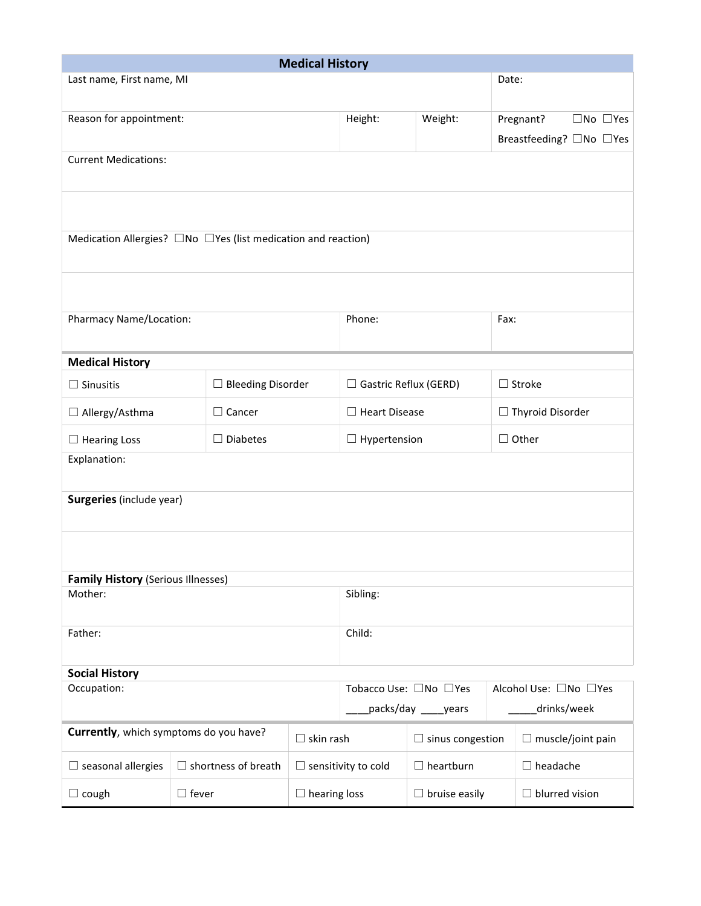# Medical History

| Last name, First name, MI | | | Date: |
|---|---|---|---|
| Reason for appointment: | Height: | Weight: | Pregnant? ☐No ☐Yes<br>Breastfeeding? ☐No ☐Yes |

Current Medications:

Medication Allergies? ☐No ☐Yes (list medication and reaction)

| Pharmacy Name/Location: | Phone: | Fax: |
|---|---|---|

## Medical History

| | | | |
|---|---|---|---|
| ☐ Sinusitis | ☐ Bleeding Disorder | ☐ Gastric Reflux (GERD) | ☐ Stroke |
| ☐ Allergy/Asthma | ☐ Cancer | ☐ Heart Disease | ☐ Thyroid Disorder |
| ☐ Hearing Loss | ☐ Diabetes | ☐ Hypertension | ☐ Other |

Explanation:

**Surgeries** (include year)

**Family History** (Serious Illnesses)

| Mother: | Sibling: |
|---|---|
| Father: | Child: |

## Social History

| Occupation: | Tobacco Use: ☐No ☐Yes<br>____packs/day ____years | Alcohol Use: ☐No ☐Yes<br>_____drinks/week |
|---|---|---|

| **Currently**, which symptoms do you have? | | ☐ skin rash | ☐ sinus congestion | ☐ muscle/joint pain |
|---|---|---|---|---|
| ☐ seasonal allergies | ☐ shortness of breath | ☐ sensitivity to cold | ☐ heartburn | ☐ headache |
| ☐ cough | ☐ fever | ☐ hearing loss | ☐ bruise easily | ☐ blurred vision |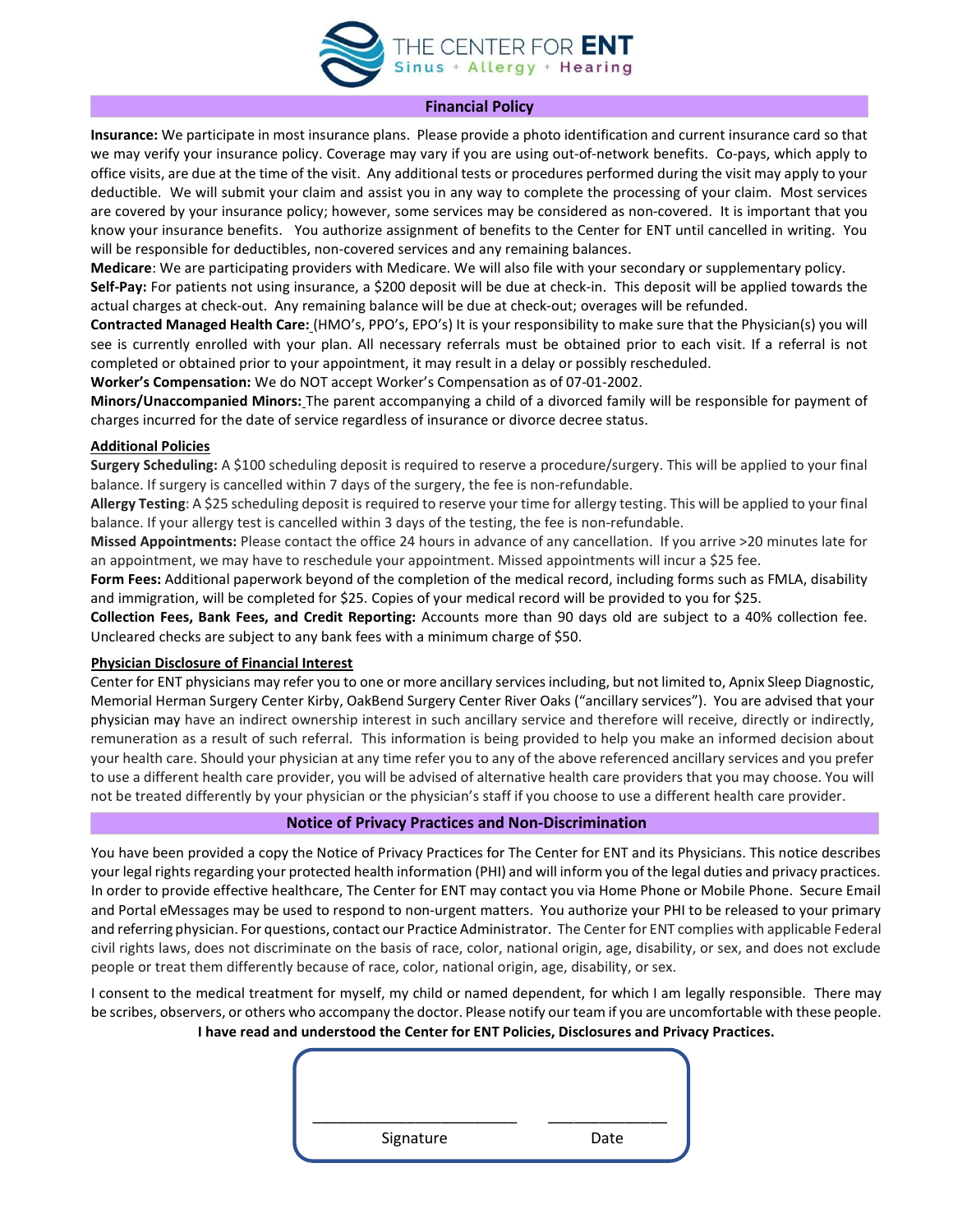THE CENTER FOR **ENT**
Sinus + Allergy + Hearing

## Financial Policy

**Insurance:** We participate in most insurance plans. Please provide a photo identification and current insurance card so that we may verify your insurance policy. Coverage may vary if you are using out-of-network benefits. Co-pays, which apply to office visits, are due at the time of the visit. Any additional tests or procedures performed during the visit may apply to your deductible. We will submit your claim and assist you in any way to complete the processing of your claim. Most services are covered by your insurance policy; however, some services may be considered as non-covered. It is important that you know your insurance benefits. You authorize assignment of benefits to the Center for ENT until cancelled in writing. You will be responsible for deductibles, non-covered services and any remaining balances.

**Medicare**: We are participating providers with Medicare. We will also file with your secondary or supplementary policy.

**Self-Pay:** For patients not using insurance, a $200 deposit will be due at check-in. This deposit will be applied towards the actual charges at check-out. Any remaining balance will be due at check-out; overages will be refunded.

**Contracted Managed Health Care:** (HMO's, PPO's, EPO's) It is your responsibility to make sure that the Physician(s) you will see is currently enrolled with your plan. All necessary referrals must be obtained prior to each visit. If a referral is not completed or obtained prior to your appointment, it may result in a delay or possibly rescheduled.

**Worker's Compensation:** We do NOT accept Worker's Compensation as of 07-01-2002.

**Minors/Unaccompanied Minors:** The parent accompanying a child of a divorced family will be responsible for payment of charges incurred for the date of service regardless of insurance or divorce decree status.

### Additional Policies

**Surgery Scheduling:** A $100 scheduling deposit is required to reserve a procedure/surgery. This will be applied to your final balance. If surgery is cancelled within 7 days of the surgery, the fee is non-refundable.

**Allergy Testing**: A $25 scheduling deposit is required to reserve your time for allergy testing. This will be applied to your final balance. If your allergy test is cancelled within 3 days of the testing, the fee is non-refundable.

**Missed Appointments:** Please contact the office 24 hours in advance of any cancellation. If you arrive >20 minutes late for an appointment, we may have to reschedule your appointment. Missed appointments will incur a $25 fee.

**Form Fees:** Additional paperwork beyond of the completion of the medical record, including forms such as FMLA, disability and immigration, will be completed for $25. Copies of your medical record will be provided to you for $25.

**Collection Fees, Bank Fees, and Credit Reporting:** Accounts more than 90 days old are subject to a 40% collection fee. Uncleared checks are subject to any bank fees with a minimum charge of $50.

### Physician Disclosure of Financial Interest

Center for ENT physicians may refer you to one or more ancillary services including, but not limited to, Apnix Sleep Diagnostic, Memorial Herman Surgery Center Kirby, OakBend Surgery Center River Oaks ("ancillary services"). You are advised that your physician may have an indirect ownership interest in such ancillary service and therefore will receive, directly or indirectly, remuneration as a result of such referral. This information is being provided to help you make an informed decision about your health care. Should your physician at any time refer you to any of the above referenced ancillary services and you prefer to use a different health care provider, you will be advised of alternative health care providers that you may choose. You will not be treated differently by your physician or the physician's staff if you choose to use a different health care provider.

## Notice of Privacy Practices and Non-Discrimination

You have been provided a copy the Notice of Privacy Practices for The Center for ENT and its Physicians. This notice describes your legal rights regarding your protected health information (PHI) and will inform you of the legal duties and privacy practices. In order to provide effective healthcare, The Center for ENT may contact you via Home Phone or Mobile Phone. Secure Email and Portal eMessages may be used to respond to non-urgent matters. You authorize your PHI to be released to your primary and referring physician. For questions, contact our Practice Administrator. The Center for ENT complies with applicable Federal civil rights laws, does not discriminate on the basis of race, color, national origin, age, disability, or sex, and does not exclude people or treat them differently because of race, color, national origin, age, disability, or sex.

I consent to the medical treatment for myself, my child or named dependent, for which I am legally responsible. There may be scribes, observers, or others who accompany the doctor. Please notify our team if you are uncomfortable with these people.

**I have read and understood the Center for ENT Policies, Disclosures and Privacy Practices.**

_________________________ Signature

_______________ Date